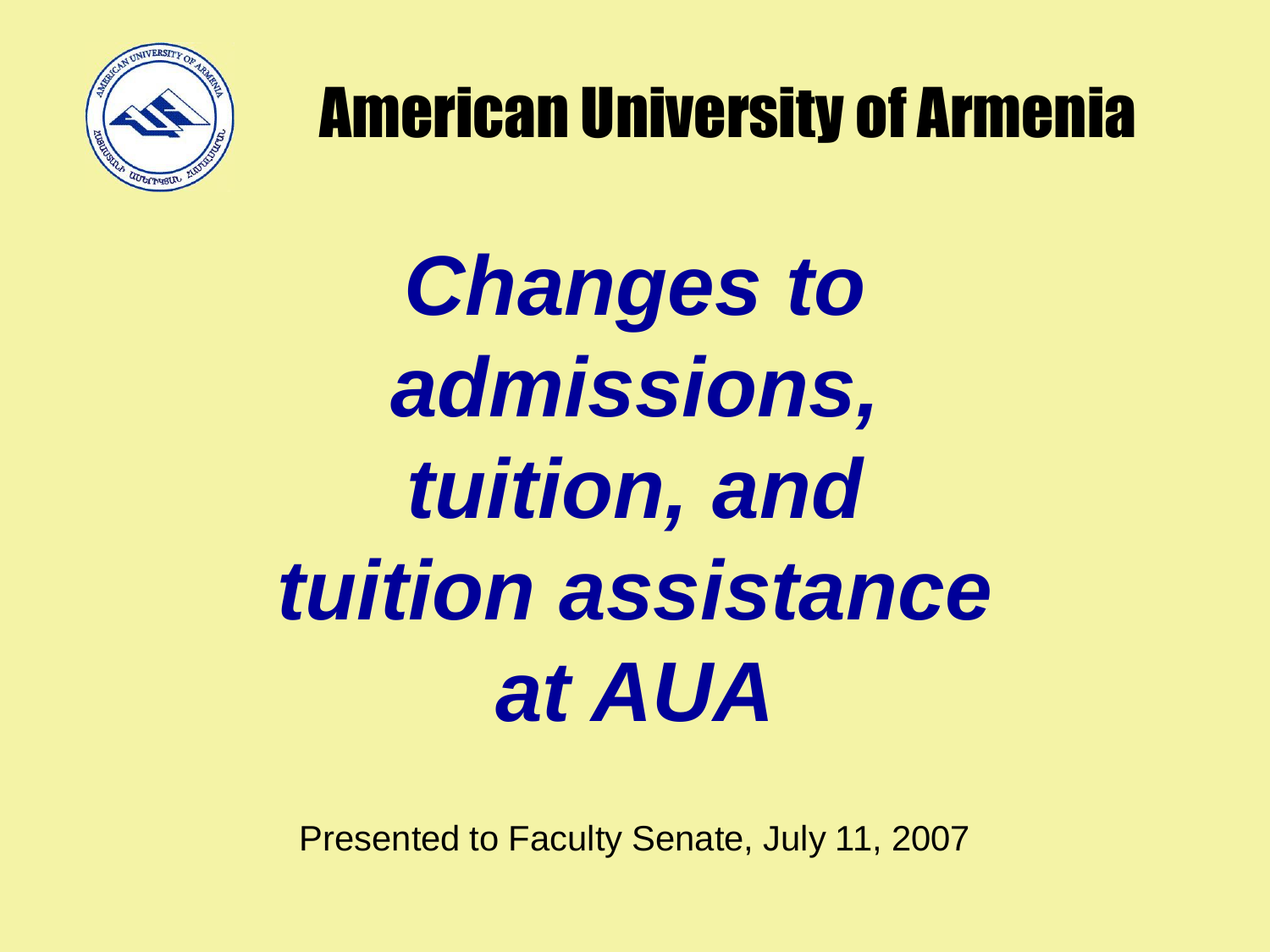# American University of Armenia

# *Changes to admissions, tuition, and tuition assistance at AUA*

Presented to Faculty Senate, July 11, 2007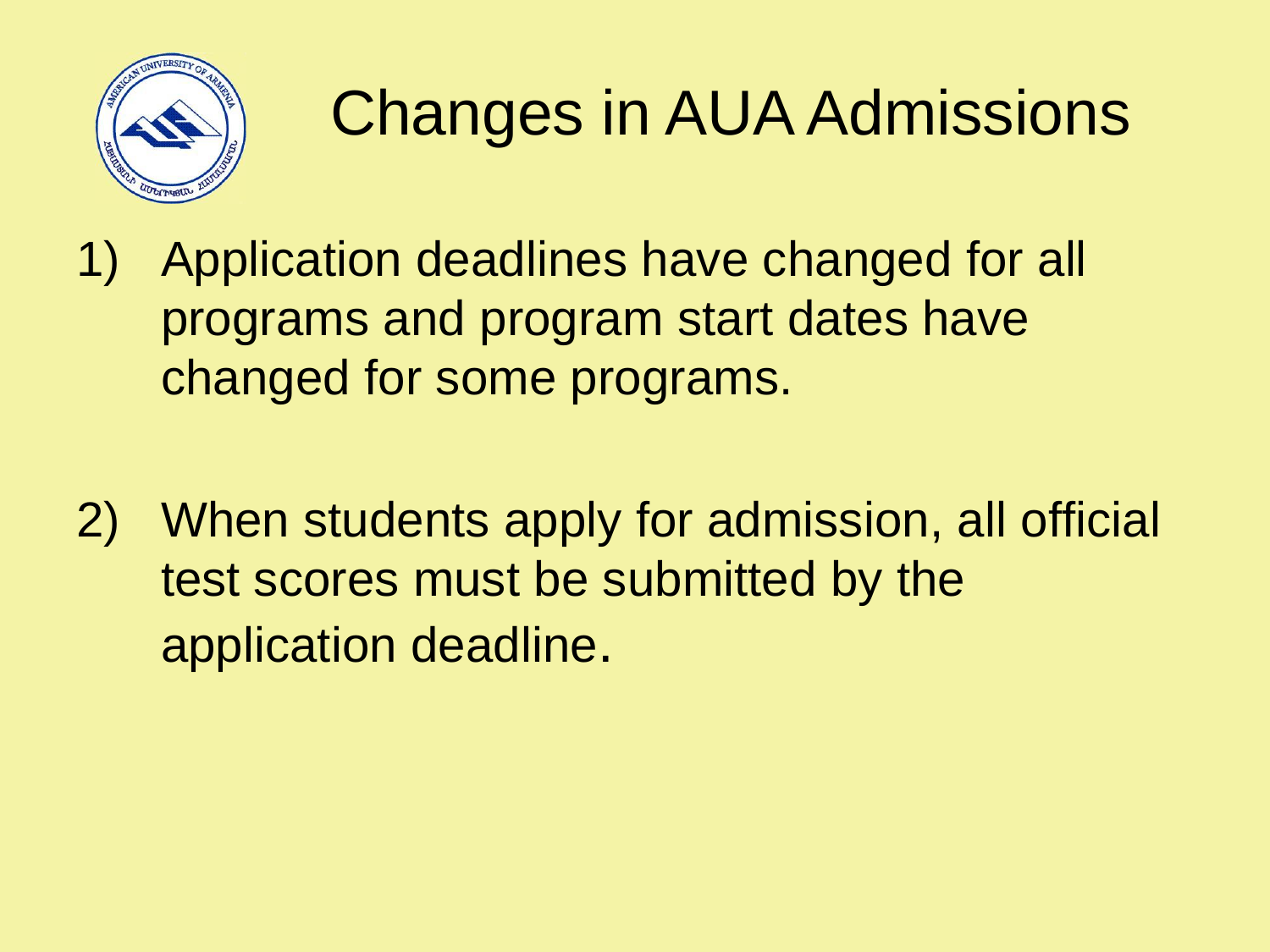# Changes in AUA Admissions

1) Application deadlines have changed for all programs and program start dates have changed for some programs.

2) When students apply for admission, all official test scores must be submitted by the application deadline.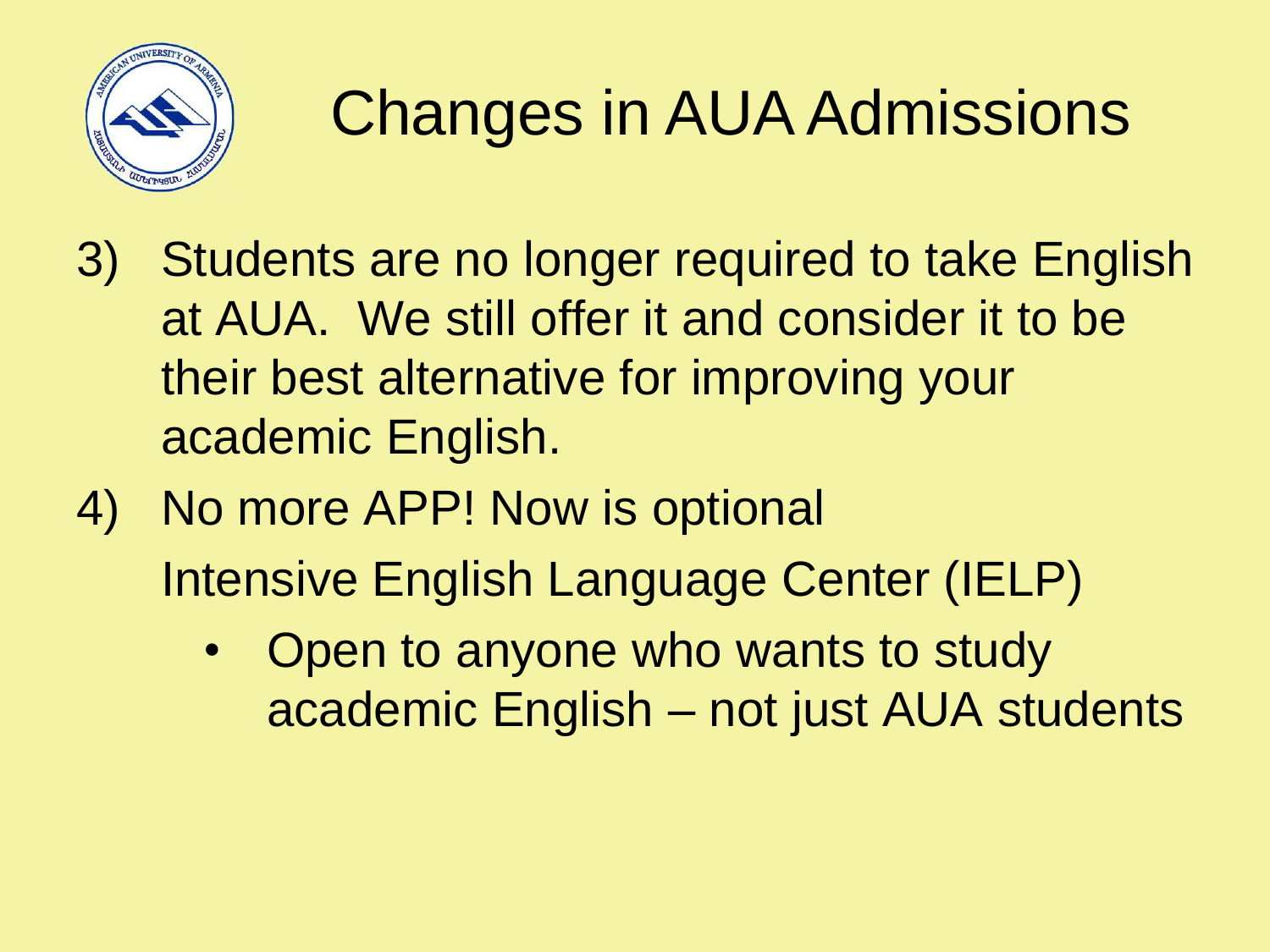# Changes in AUA Admissions

3) Students are no longer required to take English at AUA. We still offer it and consider it to be their best alternative for improving your academic English.
4) No more APP! Now is optional

   Intensive English Language Center (IELP)

   - Open to anyone who wants to study academic English – not just AUA students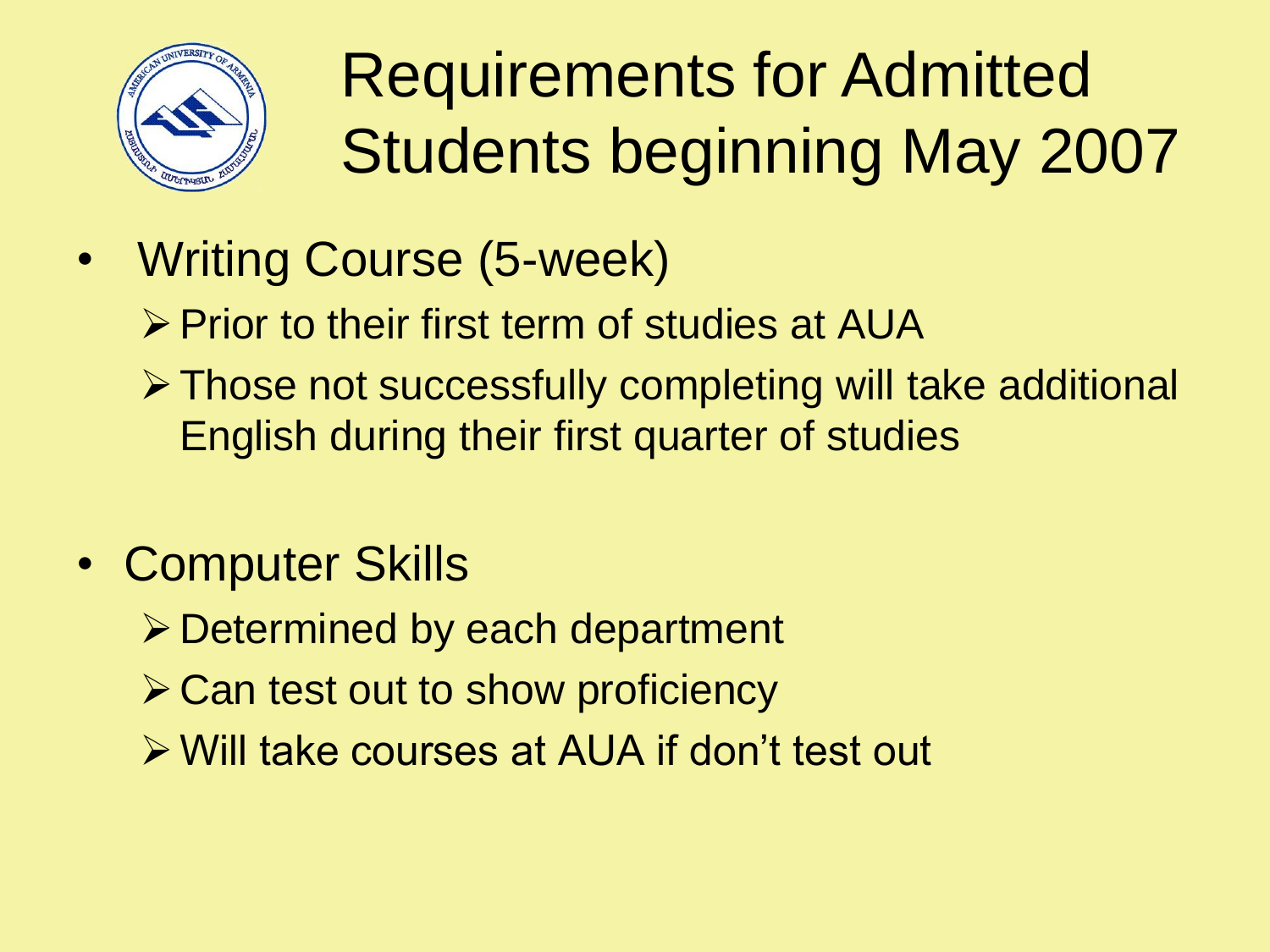# Requirements for Admitted Students beginning May 2007

- Writing Course (5-week)
  - Prior to their first term of studies at AUA
  - Those not successfully completing will take additional English during their first quarter of studies

- Computer Skills
  - Determined by each department
  - Can test out to show proficiency
  - Will take courses at AUA if don't test out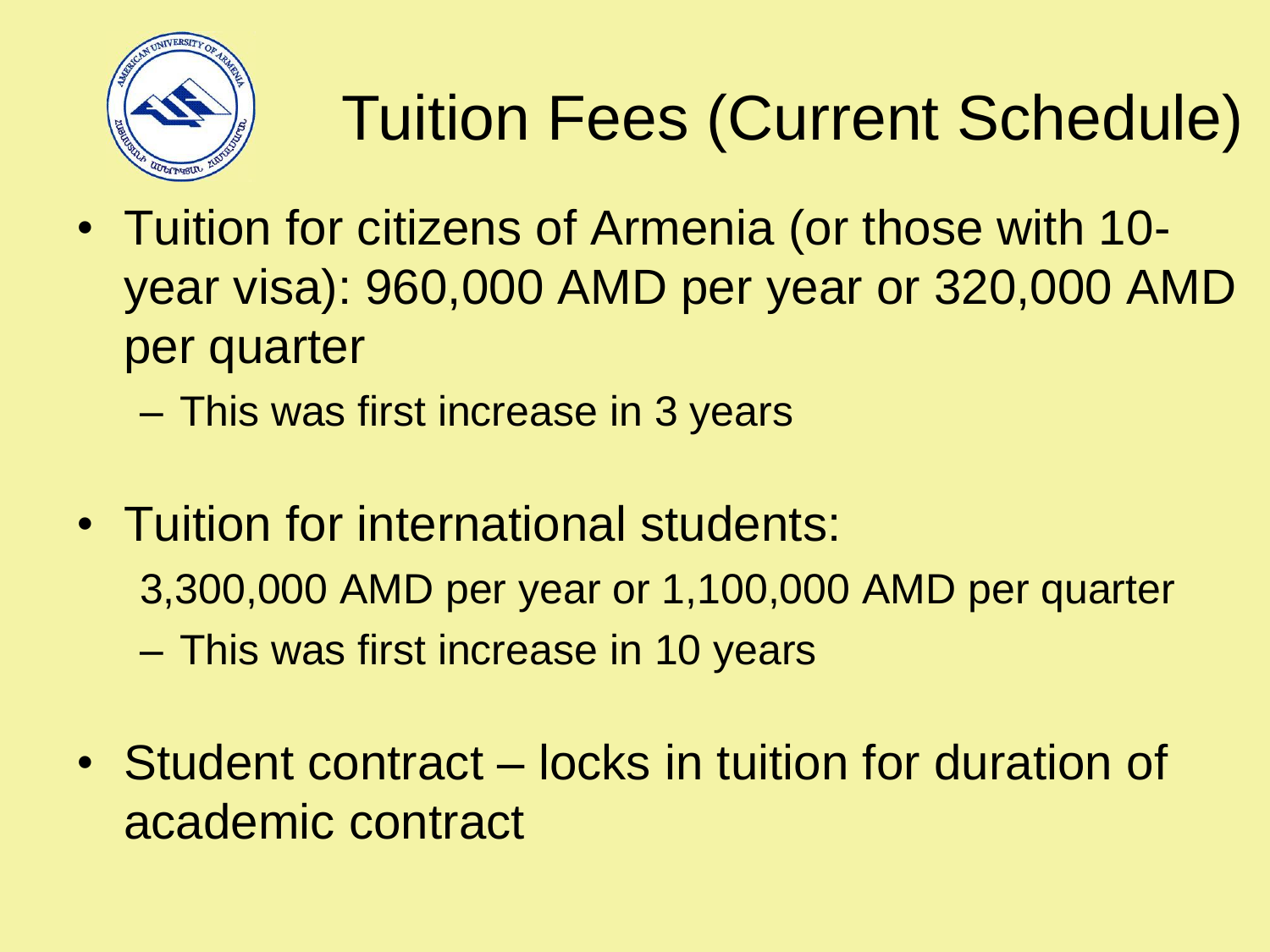# Tuition Fees (Current Schedule)

- Tuition for citizens of Armenia (or those with 10-year visa): 960,000 AMD per year or 320,000 AMD per quarter
  - This was first increase in 3 years
- Tuition for international students:
  3,300,000 AMD per year or 1,100,000 AMD per quarter
  - This was first increase in 10 years
- Student contract – locks in tuition for duration of academic contract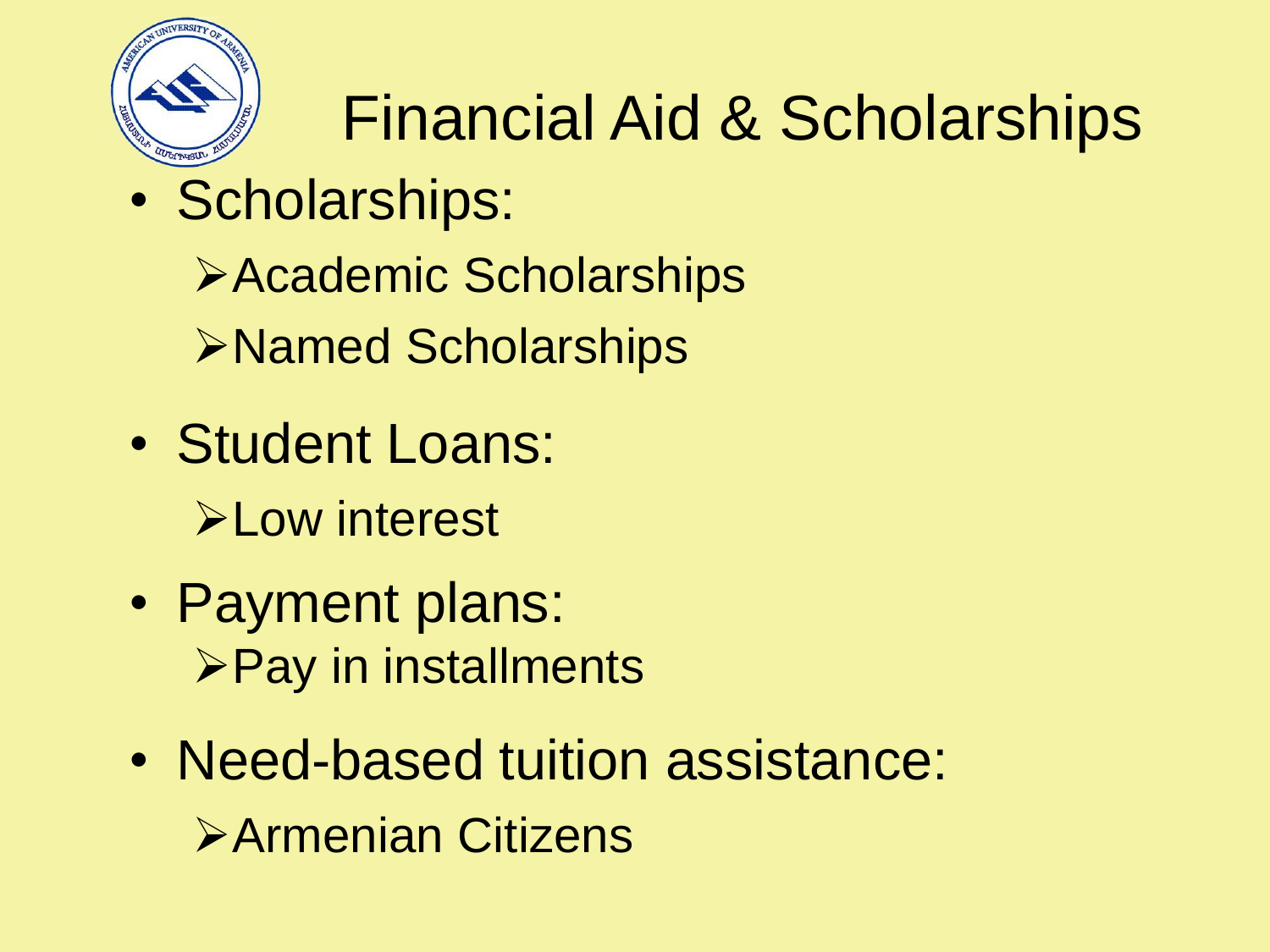# Financial Aid & Scholarships

- Scholarships:
  - Academic Scholarships
  - Named Scholarships
- Student Loans:
  - Low interest
- Payment plans:
  - Pay in installments
- Need-based tuition assistance:
  - Armenian Citizens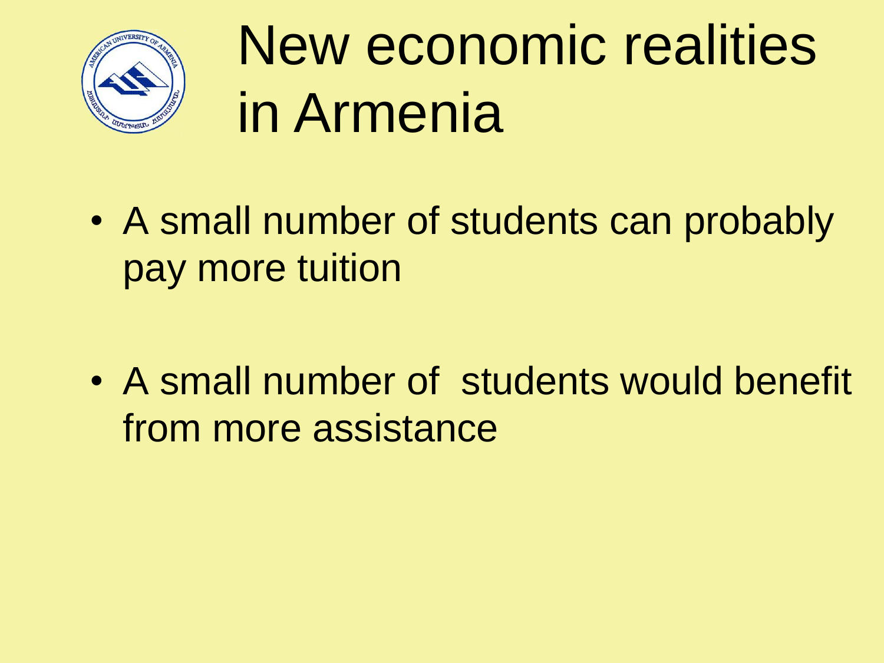# New economic realities in Armenia

- A small number of students can probably pay more tuition

- A small number of students would benefit from more assistance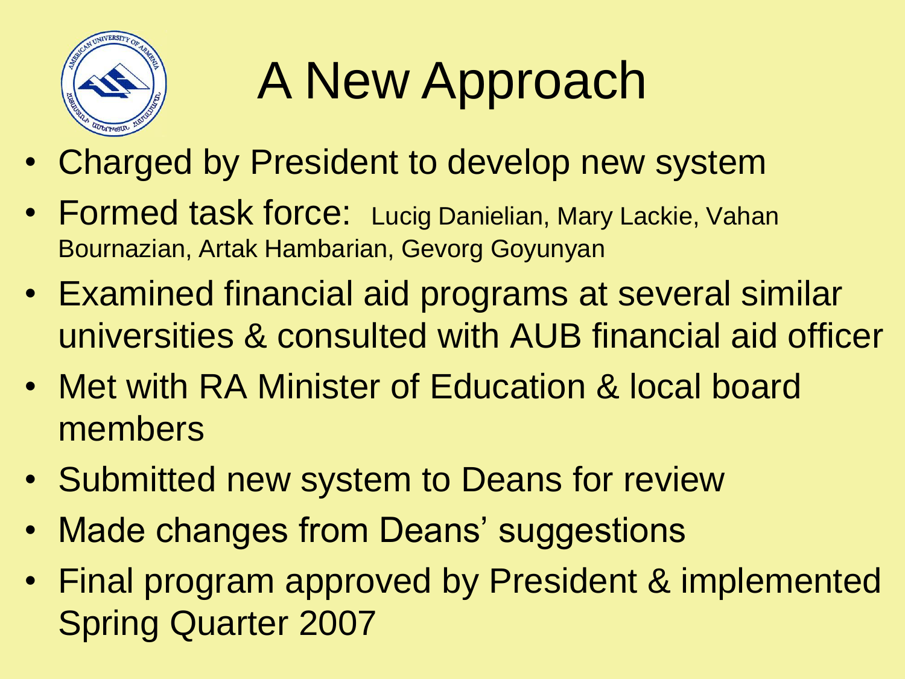# A New Approach

- Charged by President to develop new system
- Formed task force: Lucig Danielian, Mary Lackie, Vahan Bournazian, Artak Hambarian, Gevorg Goyunyan
- Examined financial aid programs at several similar universities & consulted with AUB financial aid officer
- Met with RA Minister of Education & local board members
- Submitted new system to Deans for review
- Made changes from Deans' suggestions
- Final program approved by President & implemented Spring Quarter 2007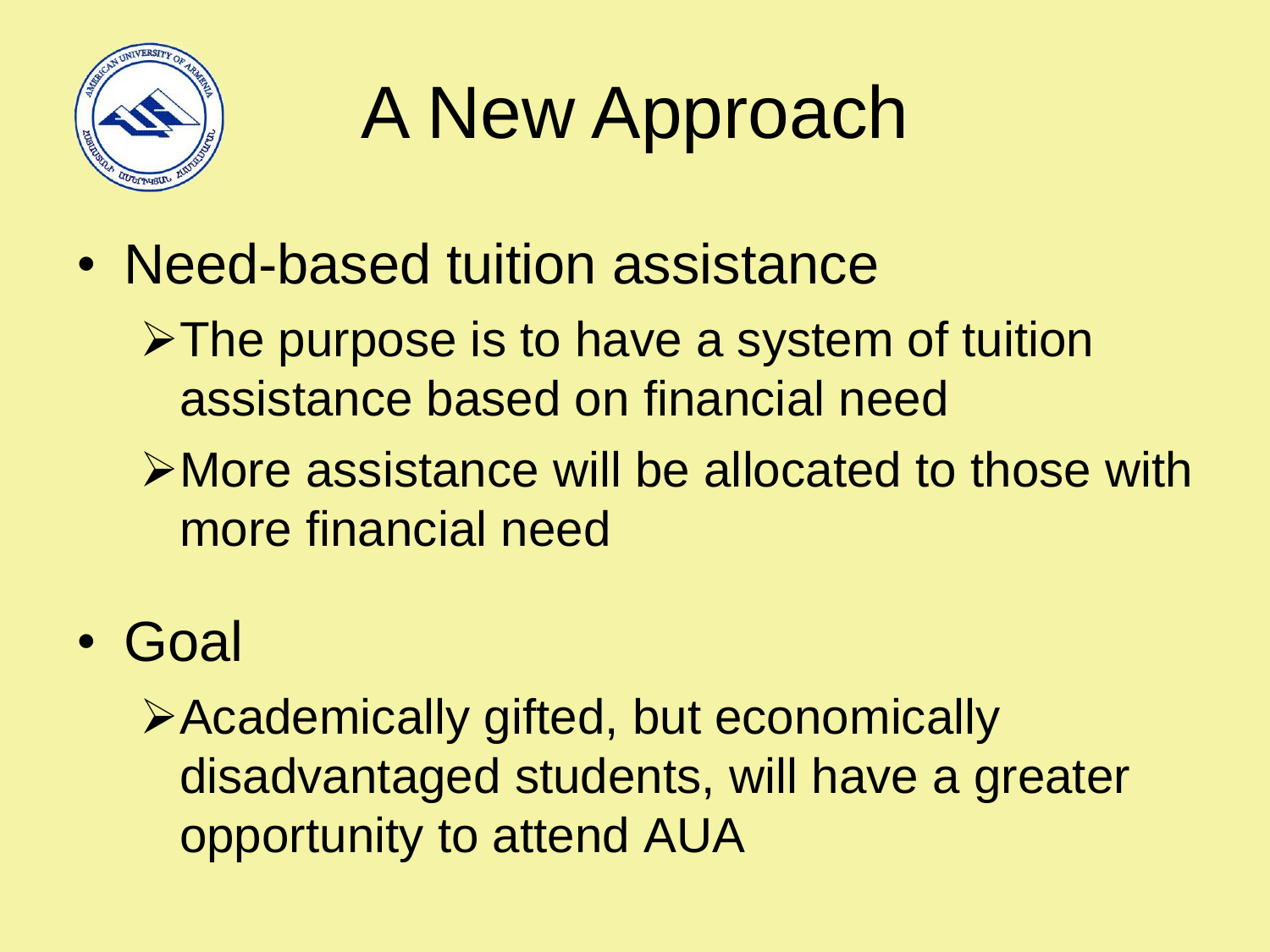# A New Approach

- Need-based tuition assistance
  - The purpose is to have a system of tuition assistance based on financial need
  - More assistance will be allocated to those with more financial need
- Goal
  - Academically gifted, but economically disadvantaged students, will have a greater opportunity to attend AUA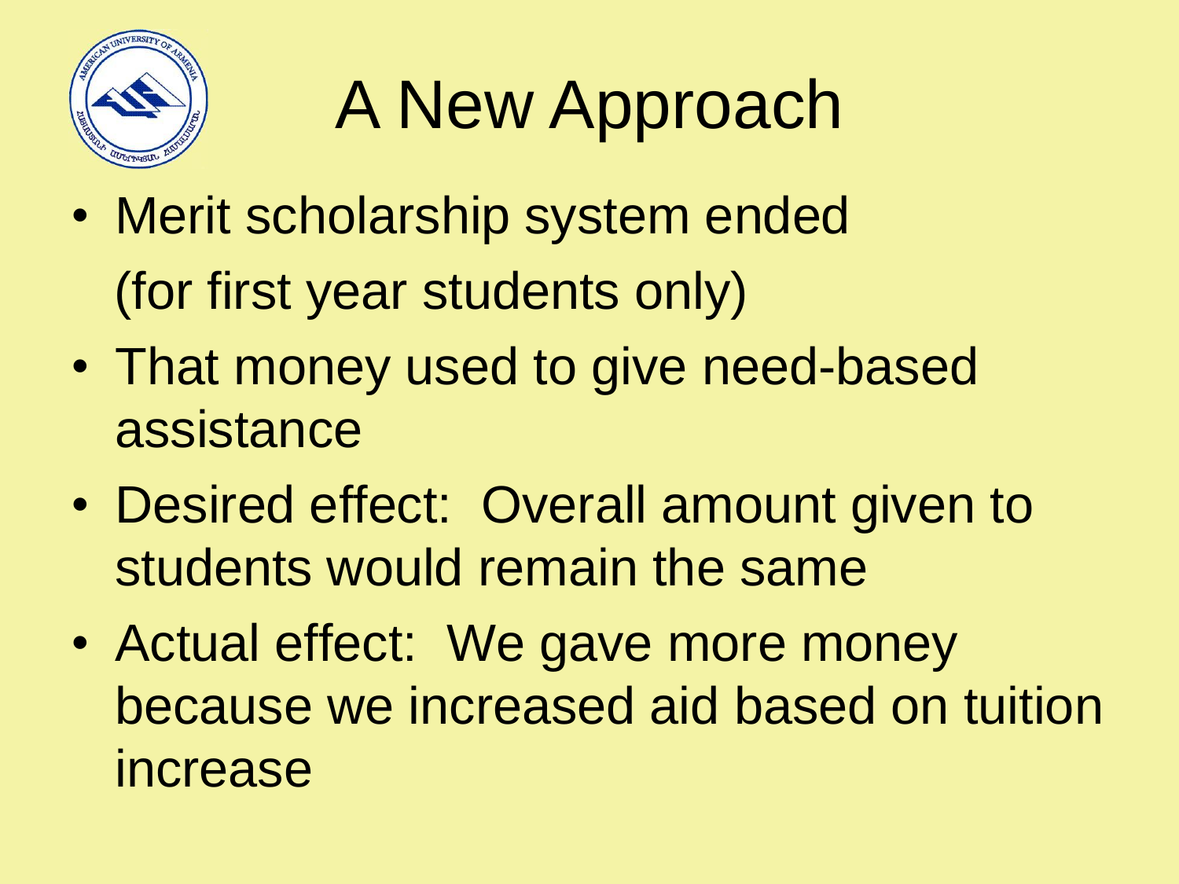# A New Approach

- Merit scholarship system ended (for first year students only)
- That money used to give need-based assistance
- Desired effect: Overall amount given to students would remain the same
- Actual effect: We gave more money because we increased aid based on tuition increase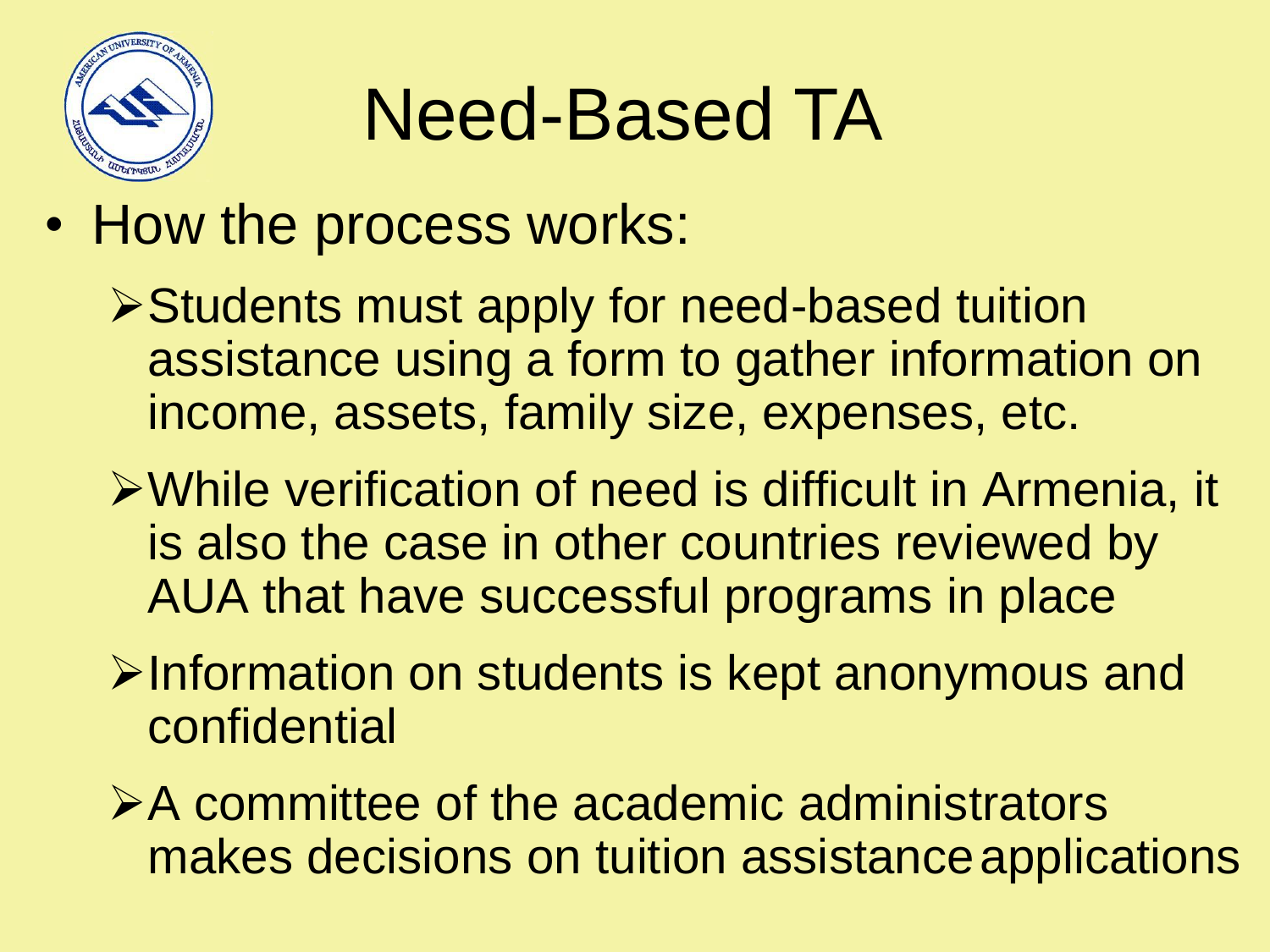# Need-Based TA

- How the process works:
  - Students must apply for need-based tuition assistance using a form to gather information on income, assets, family size, expenses, etc.
  - While verification of need is difficult in Armenia, it is also the case in other countries reviewed by AUA that have successful programs in place
  - Information on students is kept anonymous and confidential
  - A committee of the academic administrators makes decisions on tuition assistance applications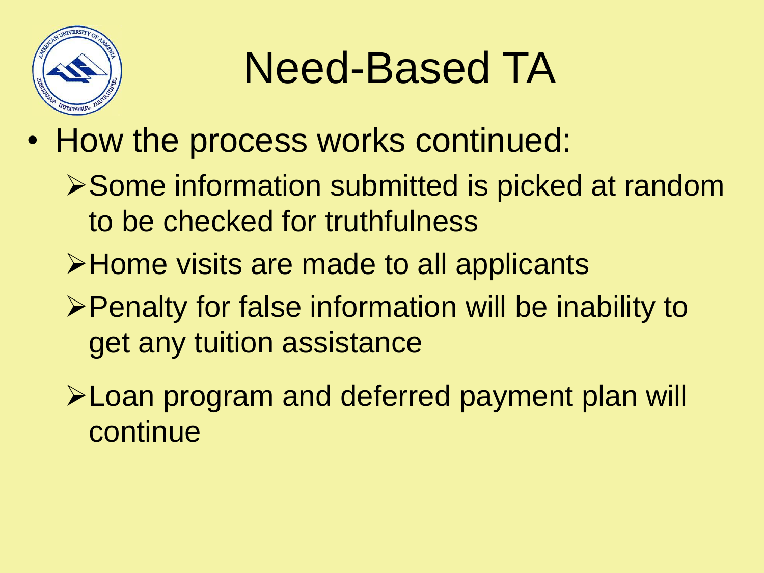# Need-Based TA

- How the process works continued:
  - Some information submitted is picked at random to be checked for truthfulness
  - Home visits are made to all applicants
  - Penalty for false information will be inability to get any tuition assistance
  - Loan program and deferred payment plan will continue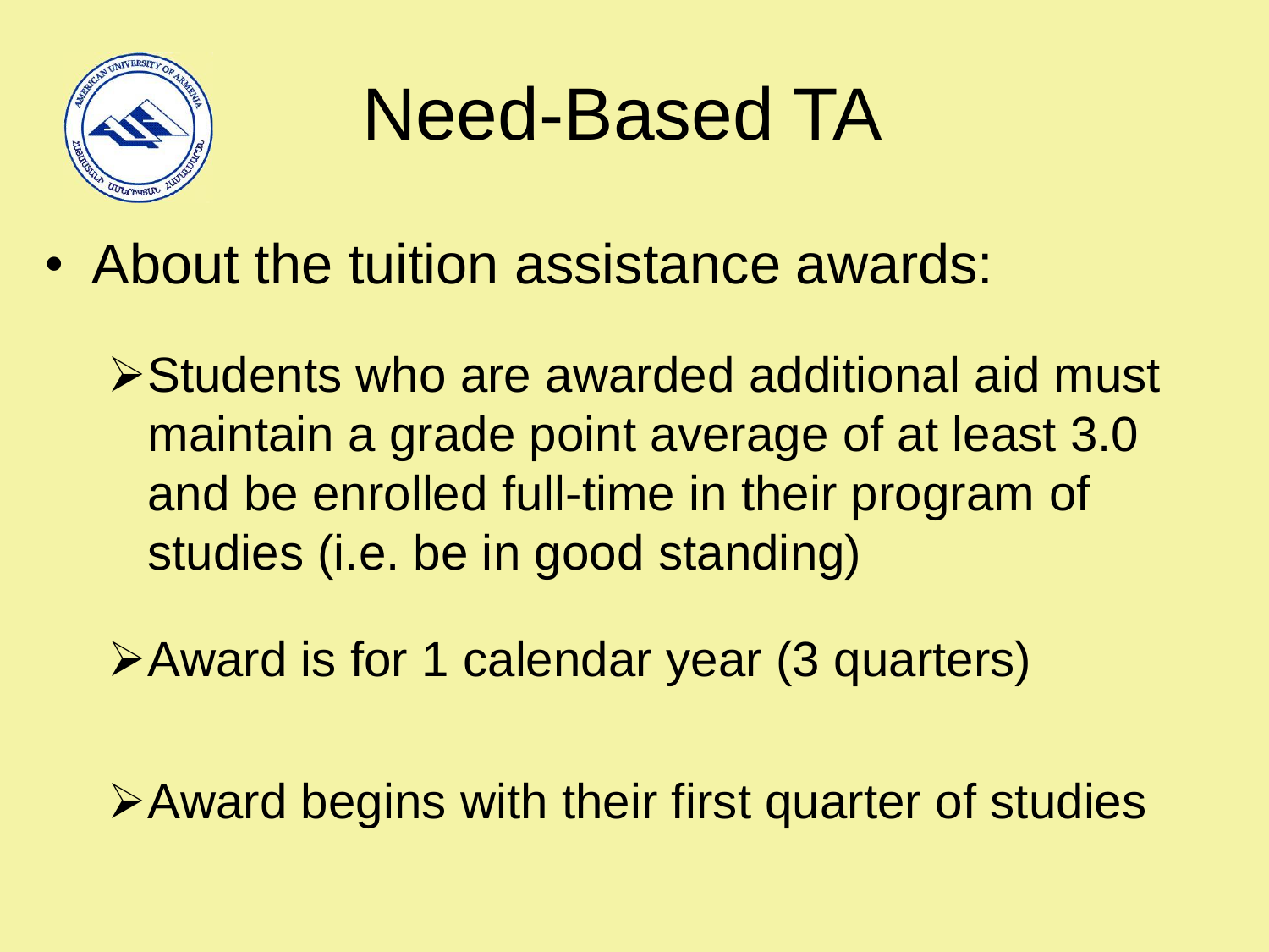# Need-Based TA

- About the tuition assistance awards:
  - Students who are awarded additional aid must maintain a grade point average of at least 3.0 and be enrolled full-time in their program of studies (i.e. be in good standing)
  - Award is for 1 calendar year (3 quarters)
  - Award begins with their first quarter of studies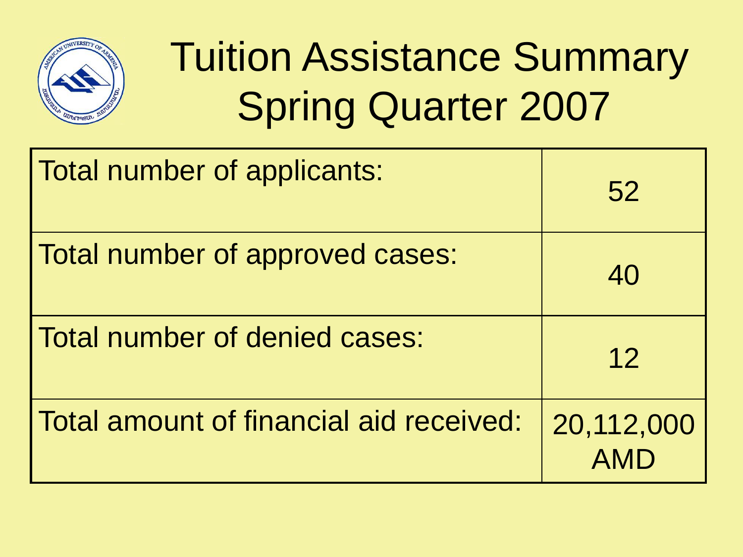# Tuition Assistance Summary Spring Quarter 2007

| | |
|---|---|
| Total number of applicants: | 52 |
| Total number of approved cases: | 40 |
| Total number of denied cases: | 12 |
| Total amount of financial aid received: | 20,112,000 AMD |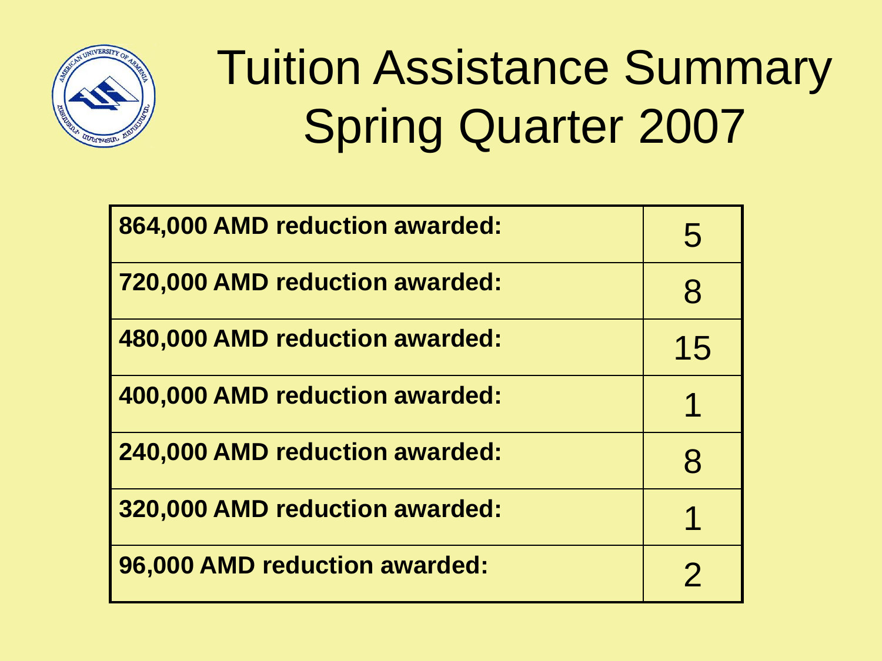# Tuition Assistance Summary Spring Quarter 2007

| | |
|---|---|
| **864,000 AMD reduction awarded:** | 5 |
| **720,000 AMD reduction awarded:** | 8 |
| **480,000 AMD reduction awarded:** | 15 |
| **400,000 AMD reduction awarded:** | 1 |
| **240,000 AMD reduction awarded:** | 8 |
| **320,000 AMD reduction awarded:** | 1 |
| **96,000 AMD reduction awarded:** | 2 |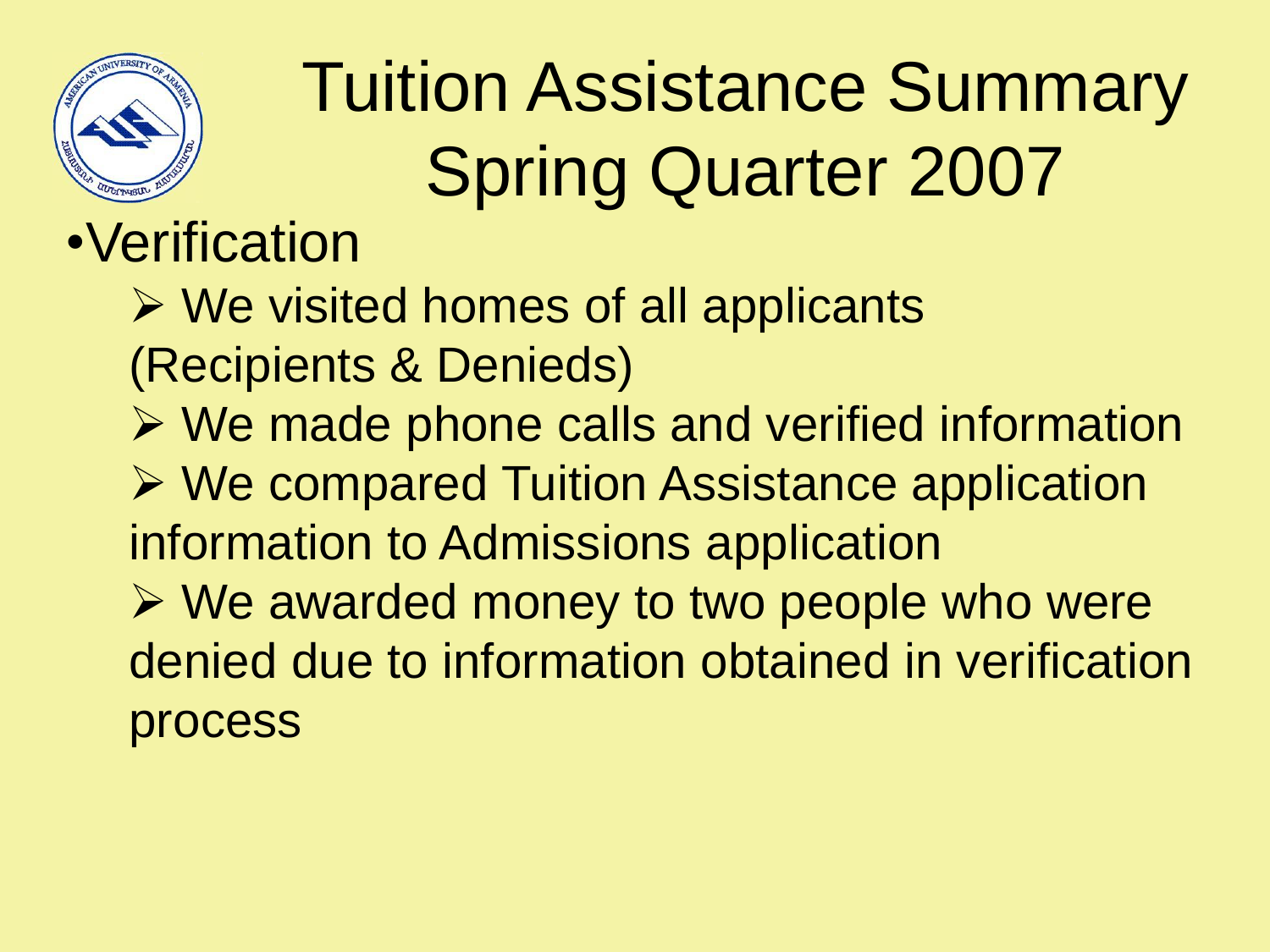# Tuition Assistance Summary Spring Quarter 2007

- Verification
  - We visited homes of all applicants (Recipients & Denieds)
  - We made phone calls and verified information
  - We compared Tuition Assistance application information to Admissions application
  - We awarded money to two people who were denied due to information obtained in verification process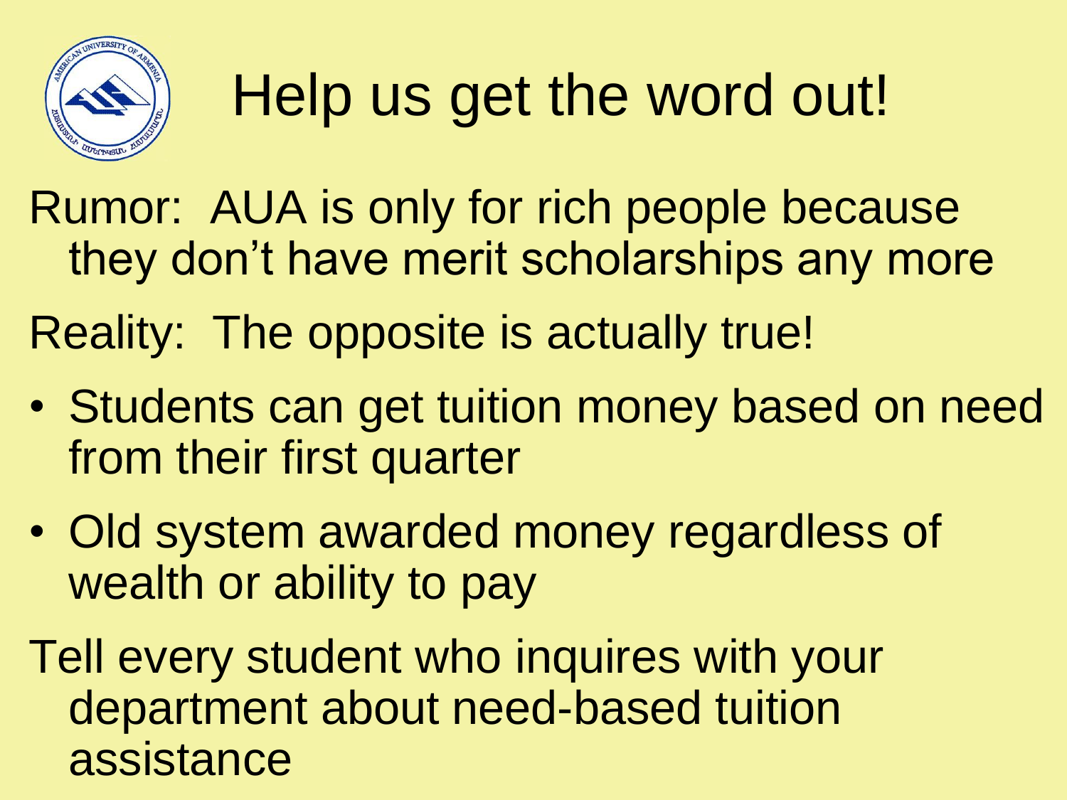# Help us get the word out!

Rumor: AUA is only for rich people because they don't have merit scholarships any more

Reality: The opposite is actually true!

- Students can get tuition money based on need from their first quarter
- Old system awarded money regardless of wealth or ability to pay

Tell every student who inquires with your department about need-based tuition assistance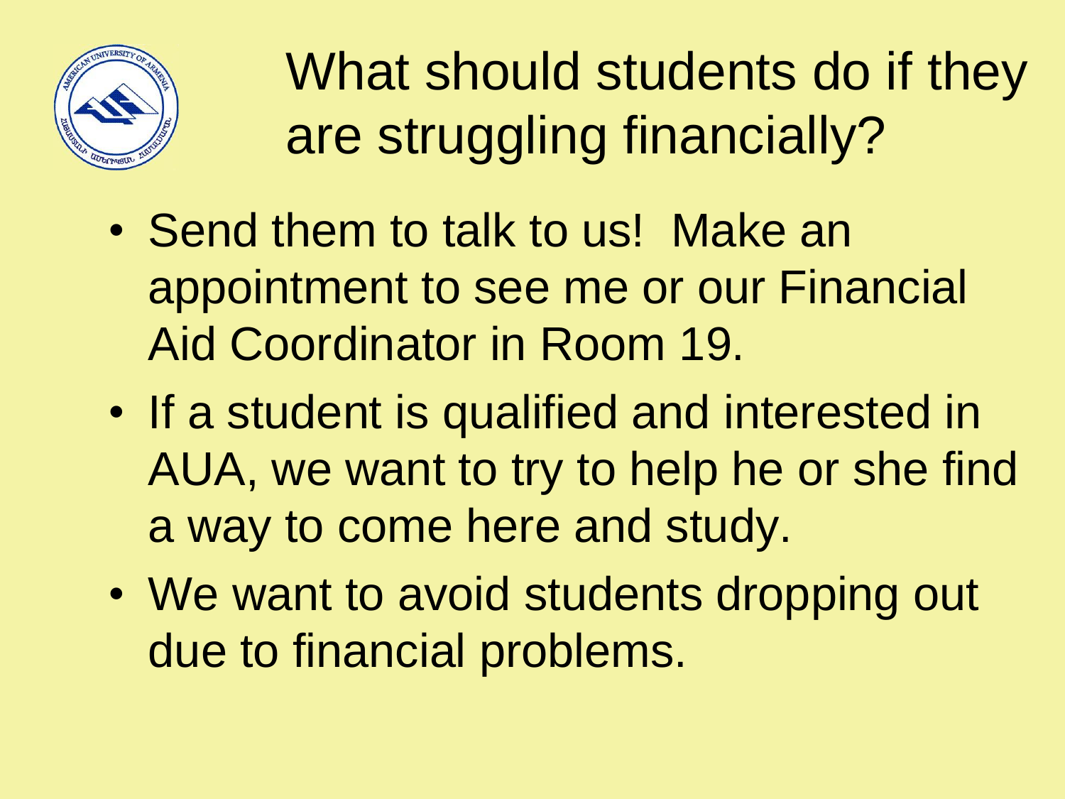# What should students do if they are struggling financially?

- Send them to talk to us! Make an appointment to see me or our Financial Aid Coordinator in Room 19.
- If a student is qualified and interested in AUA, we want to try to help he or she find a way to come here and study.
- We want to avoid students dropping out due to financial problems.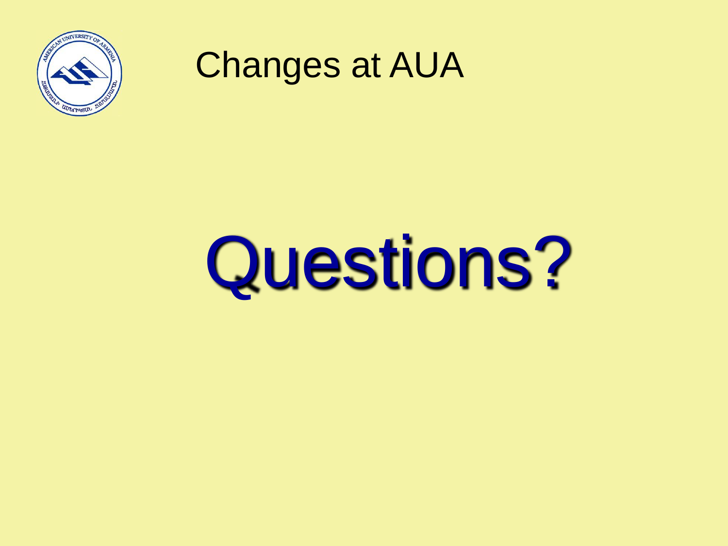# Changes at AUA

# Questions?